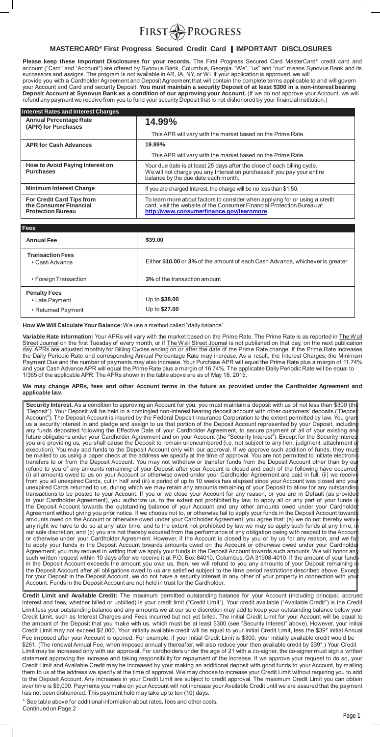# FIRST PROGRESS

## MASTERCARD® First Progress Secured Credit Card | IMPORTANT DISCLOSURES

**Please keep these Important Disclosures for your records.** The First Progress Secured Card MasterCard® credit card and account ("Card" and "Account") are offered by Synovus Bank, Columbus, Georgia. "We", "us" and "our" means Synovus Bank and its successors and assigns. The program is not available in AR, IA, NY, or WI. If your application is approved, we will provide you with a Cardholder Agreement and Deposit Agreement that will contain the complete terms applicable to and will govern your Account and Card and security Deposit. **You must maintain a security Deposit of at least $300 in a non-interest bearing Deposit Account at Synovus Bank as a condition of our approving your Account.** (If we do not approve your Account, we will refund any payment we receive from you to fund your security Deposit that is not dishonored by your financial institution.)

| Interest Rates and Interest Charges | |
|---|---|
| **Annual Percentage Rate (APR) for Purchases** | **14.99%**<br><br>This APR will vary with the market based on the Prime Rate. |
| **APR for Cash Advances** | **19.99%**<br><br>This APR will vary with the market based on the Prime Rate. |
| **How to Avoid Paying Interest on Purchases** | Your due date is at least 25 days after the close of each billing cycle. We will not charge you any Interest on purchases if you pay your entire balance by the due date each month. |
| **Minimum Interest Charge** | If you are charged Interest, the charge will be no less than $1.50. |
| **For Credit Card Tips from the Consumer Financial Protection Bureau** | To learn more about factors to consider when applying for or using a credit card, visit the website of the Consumer Financial Protection Bureau at **http://www.consumerfinance.gov/learnmore** |

| Fees | |
|---|---|
| **Annual Fee** | **$39.00** |
| **Transaction Fees**<br>• Cash Advance | Either **$10.00** or **3%** of the amount of each Cash Advance, whichever is greater |
| • Foreign Transaction | **3%** of the transaction amount |
| **Penalty Fees**<br>• Late Payment<br>• Returned Payment | Up to **$38.00**<br>Up to **$27.00** |

**How We Will Calculate Your Balance:** We use a method called "daily balance".

**Variable Rate Information:** Your APRs will vary with the market based on the Prime Rate. The Prime Rate is as reported in The Wall Street Journal on the first Tuesday of every month, or if The Wall Street Journal is not published on that day, on the next publication day. APRs are adjusted monthly for Billing Cycles ending on or after the date of the Prime Rate change. If the Prime Rate increases the Daily Periodic Rate and corresponding Annual Percentage Rate may increase. As a result, the Interest Charges, the Minimum Payment Due and the number of payments may also increase. Your Purchase APR will equal the Prime Rate plus a margin of 11.74% and your Cash Advance APR will equal the Prime Rate plus a margin of 16.74%. The applicable Daily Periodic Rate will be equal to 1/365 of the applicable APR. The APRs shown in the table above are as of May 18, 2015.

**We may change APRs, fees and other Account terms in the future as provided under the Cardholder Agreement and applicable law.**

**Security Interest.** As a condition to approving an Account for you, you must maintain a deposit with us of not less than $300 (the "Deposit"). Your Deposit will be held in a comingled non-interest bearing deposit account with other customers' deposits ("Deposit Account"). The Deposit Account is insured by the Federal Deposit Insurance Corporation to the extent permitted by law. You grant us a security interest in and pledge and assign to us that portion of the Deposit Account represented by your Deposit, including any funds deposited following the Effective Date of your Cardholder Agreement, to secure payment of all of your existing and future obligations under your Cardholder Agreement and on your Account (the "Security Interest"). Except for the Security Interest you are providing us, you shall cause the Deposit to remain unencumbered (i.e. not subject to any lien, judgment, attachment or execution). You may add funds to the Deposit Account only with our approval. If we approve such addition of funds, they must be mailed to us using a paper check at the address we specify at the time of approval. You are not permitted to initiate electronic transfers to or from the Deposit Account. You may not withdraw or transfer funds from the Deposit Account other than by our refund to you of any amounts remaining of your Deposit after your Account is closed and each of the following have occurred: (i) all amounts owed to us on your Account or otherwise owed under your Cardholder Agreement are paid in full, (ii) we receive from you all unexpired Cards, cut in half and (iii) a period of up to 10 weeks has elapsed since your Account was closed and your unexpired Cards returned to us, during which we may retain any amounts remaining of your Deposit to allow for any outstanding transactions to be posted to your Account. If you or we close your Account for any reason, or you are in Default (as provided in your Cardholder Agreement), you authorize us, to the extent not prohibited by law, to apply all or any part of your funds in the Deposit Account towards the outstanding balance of your Account and any other amounts owed under your Cardholder Agreement without giving you prior notice. If we choose not to, or otherwise fail to apply your funds in the Deposit Account towards amounts owed on the Account or otherwise owed under your Cardholder Agreement, you agree that: (a) we do not thereby waive any right we have to do so at any later time, and to the extent not prohibited by law we may so apply such funds at any time, in our sole discretion; and (b) you are not thereby excused from the performance of any obligation owing with respect to the Account or otherwise under your Cardholder Agreement. However, if the Account is closed by you or by us for any reason, and we fail to apply your funds in the Deposit Account towards amounts owed on the Account or otherwise owed under your Cardholder Agreement, you may request in writing that we apply your funds in the Deposit Account towards such amounts. We will honor any such written request within 10 days after we receive it at P.O. Box 84010, Columbus, GA 31908-4010. If the amount of your funds in the Deposit Account exceeds the amount you owe us, then, we will refund to you any amounts of your Deposit remaining in the Deposit Account after all obligations owed to us are satisfied subject to the time period restrictions described above. Except for your Deposit in the Deposit Account, we do not have a security interest in any other of your property in connection with your Account. Funds in the Deposit Account are not held in trust for the Cardholder.

**Credit Limit and Available Credit:** The maximum permitted outstanding balance for your Account (including principal, accrued Interest and fees, whether billed or unbilled) is your credit limit ("Credit Limit"). Your credit available ("Available Credit") is the Credit Limit less your outstanding balance and any amounts we at our sole discretion may add to keep your outstanding balance below your Credit Limit, such as Interest Charges and Fees incurred but not yet billed. The initial Credit Limit for your Account will be equal to the amount of the Deposit that you make with us, which must be at least $300 (see "Security Interest" above). However, your initial Credit Limit may not exceed $2,000. Your initially available credit will be equal to your initial Credit Limit, less the $39* initial Annual Fee imposed after your Account is opened. For example, if your initial Credit Limit is $300, your initially available credit would be $261. (The renewal Annual Fee, when imposed annually thereafter, will also reduce your then available credit by $39*.) Your Credit Limit may be increased only with our approval. For cardholders under the age of 21 with a co-signer, the co-signer must sign a written statement approving the increase and taking responsibility for repayment of the increase. If we approve your request to do so, your Credit Limit and Available Credit may be increased by your making an additional deposit with good funds to your Account, by mailing them to us at the address we specify at the time of approval. We may choose to increase your Credit Limit without requiring you to add to the Deposit Account. Any increases in your Credit Limit are subject to credit approval. The maximum Credit Limit you can obtain over time is $5,000. Payments you make on your Account will not increase your Available Credit until we are assured that the payment has not been dishonored. This payment hold may take up to ten (10) days.

\* See table above for additional information about rates, fees and other costs.

Continued on Page 2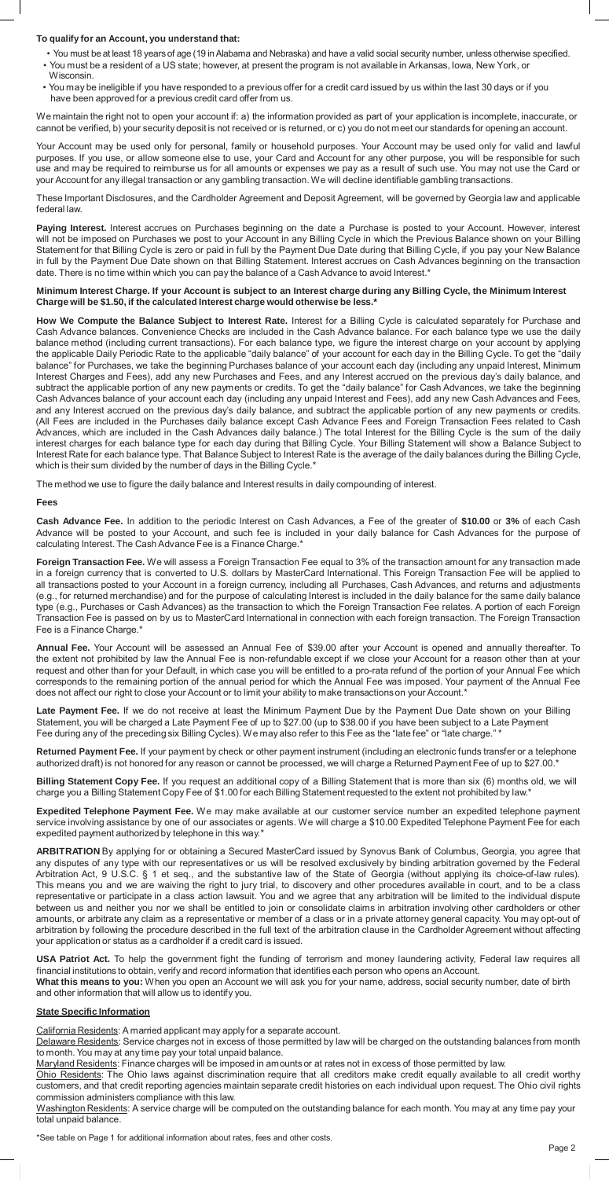**To qualify for an Account, you understand that:**

- You must be at least 18 years of age (19 in Alabama and Nebraska) and have a valid social security number, unless otherwise specified.
- You must be a resident of a US state; however, at present the program is not available in Arkansas, Iowa, New York, or Wisconsin.
- You may be ineligible if you have responded to a previous offer for a credit card issued by us within the last 30 days or if you have been approved for a previous credit card offer from us.

We maintain the right not to open your account if: a) the information provided as part of your application is incomplete, inaccurate, or cannot be verified, b) your security deposit is not received or is returned, or c) you do not meet our standards for opening an account.

Your Account may be used only for personal, family or household purposes. Your Account may be used only for valid and lawful purposes. If you use, or allow someone else to use, your Card and Account for any other purpose, you will be responsible for such use and may be required to reimburse us for all amounts or expenses we pay as a result of such use. You may not use the Card or your Account for any illegal transaction or any gambling transaction. We will decline identifiable gambling transactions.

These Important Disclosures, and the Cardholder Agreement and Deposit Agreement, will be governed by Georgia law and applicable federal law.

**Paying Interest.** Interest accrues on Purchases beginning on the date a Purchase is posted to your Account. However, interest will not be imposed on Purchases we post to your Account in any Billing Cycle in which the Previous Balance shown on your Billing Statement for that Billing Cycle is zero or paid in full by the Payment Due Date during that Billing Cycle, if you pay your New Balance in full by the Payment Due Date shown on that Billing Statement. Interest accrues on Cash Advances beginning on the transaction date. There is no time within which you can pay the balance of a Cash Advance to avoid Interest.*

**Minimum Interest Charge. If your Account is subject to an Interest charge during any Billing Cycle, the Minimum Interest Charge will be $1.50, if the calculated Interest charge would otherwise be less.***

**How We Compute the Balance Subject to Interest Rate.** Interest for a Billing Cycle is calculated separately for Purchase and Cash Advance balances. Convenience Checks are included in the Cash Advance balance. For each balance type we use the daily balance method (including current transactions). For each balance type, we figure the interest charge on your account by applying the applicable Daily Periodic Rate to the applicable "daily balance" of your account for each day in the Billing Cycle. To get the "daily balance" for Purchases, we take the beginning Purchases balance of your account each day (including any unpaid Interest, Minimum Interest Charges and Fees), add any new Purchases and Fees, and any Interest accrued on the previous day's daily balance, and subtract the applicable portion of any new payments or credits. To get the "daily balance" for Cash Advances, we take the beginning Cash Advances balance of your account each day (including any unpaid Interest and Fees), add any new Cash Advances and Fees, and any Interest accrued on the previous day's daily balance, and subtract the applicable portion of any new payments or credits. (All Fees are included in the Purchases daily balance except Cash Advance Fees and Foreign Transaction Fees related to Cash Advances, which are included in the Cash Advances daily balance.) The total Interest for the Billing Cycle is the sum of the daily interest charges for each balance type for each day during that Billing Cycle. Your Billing Statement will show a Balance Subject to Interest Rate for each balance type. That Balance Subject to Interest Rate is the average of the daily balances during the Billing Cycle, which is their sum divided by the number of days in the Billing Cycle.*

The method we use to figure the daily balance and Interest results in daily compounding of interest.

**Fees**

**Cash Advance Fee.** In addition to the periodic Interest on Cash Advances, a Fee of the greater of **$10.00** or **3%** of each Cash Advance will be posted to your Account, and such fee is included in your daily balance for Cash Advances for the purpose of calculating Interest. The Cash Advance Fee is a Finance Charge.*

**Foreign Transaction Fee.** We will assess a Foreign Transaction Fee equal to 3% of the transaction amount for any transaction made in a foreign currency that is converted to U.S. dollars by MasterCard International. This Foreign Transaction Fee will be applied to all transactions posted to your Account in a foreign currency, including all Purchases, Cash Advances, and returns and adjustments (e.g., for returned merchandise) and for the purpose of calculating Interest is included in the daily balance for the same daily balance type (e.g., Purchases or Cash Advances) as the transaction to which the Foreign Transaction Fee relates. A portion of each Foreign Transaction Fee is passed on by us to MasterCard International in connection with each foreign transaction. The Foreign Transaction Fee is a Finance Charge.*

**Annual Fee.** Your Account will be assessed an Annual Fee of $39.00 after your Account is opened and annually thereafter. To the extent not prohibited by law the Annual Fee is non-refundable except if we close your Account for a reason other than at your request and other than for your Default, in which case you will be entitled to a pro-rata refund of the portion of your Annual Fee which corresponds to the remaining portion of the annual period for which the Annual Fee was imposed. Your payment of the Annual Fee does not affect our right to close your Account or to limit your ability to make transactions on your Account.*

**Late Payment Fee.** If we do not receive at least the Minimum Payment Due by the Payment Due Date shown on your Billing Statement, you will be charged a Late Payment Fee of up to $27.00 (up to $38.00 if you have been subject to a Late Payment Fee during any of the preceding six Billing Cycles). We may also refer to this Fee as the "late fee" or "late charge." *

**Returned Payment Fee.** If your payment by check or other payment instrument (including an electronic funds transfer or a telephone authorized draft) is not honored for any reason or cannot be processed, we will charge a Returned Payment Fee of up to $27.00.*

**Billing Statement Copy Fee.** If you request an additional copy of a Billing Statement that is more than six (6) months old, we will charge you a Billing Statement Copy Fee of $1.00 for each Billing Statement requested to the extent not prohibited by law.*

**Expedited Telephone Payment Fee.** We may make available at our customer service number an expedited telephone payment service involving assistance by one of our associates or agents. We will charge a $10.00 Expedited Telephone Payment Fee for each expedited payment authorized by telephone in this way.*

**ARBITRATION** By applying for or obtaining a Secured MasterCard issued by Synovus Bank of Columbus, Georgia, you agree that any disputes of any type with our representatives or us will be resolved exclusively by binding arbitration governed by the Federal Arbitration Act, 9 U.S.C. § 1 et seq., and the substantive law of the State of Georgia (without applying its choice-of-law rules). This means you and we are waiving the right to jury trial, to discovery and other procedures available in court, and to be a class representative or participate in a class action lawsuit. You and we agree that any arbitration will be limited to the individual dispute between us and neither you nor we shall be entitled to join or consolidate claims in arbitration involving other cardholders or other amounts, or arbitrate any claim as a representative or member of a class or in a private attorney general capacity. You may opt-out of arbitration by following the procedure described in the full text of the arbitration clause in the Cardholder Agreement without affecting your application or status as a cardholder if a credit card is issued.

**USA Patriot Act.** To help the government fight the funding of terrorism and money laundering activity, Federal law requires all financial institutions to obtain, verify and record information that identifies each person who opens an Account.
**What this means to you:** When you open an Account we will ask you for your name, address, social security number, date of birth and other information that will allow us to identify you.

**State Specific Information**

California Residents: A married applicant may apply for a separate account.
Delaware Residents: Service charges not in excess of those permitted by law will be charged on the outstanding balances from month to month. You may at any time pay your total unpaid balance.
Maryland Residents: Finance charges will be imposed in amounts or at rates not in excess of those permitted by law.
Ohio Residents: The Ohio laws against discrimination require that all creditors make credit equally available to all credit worthy customers, and that credit reporting agencies maintain separate credit histories on each individual upon request. The Ohio civil rights commission administers compliance with this law.
Washington Residents: A service charge will be computed on the outstanding balance for each month. You may at any time pay your total unpaid balance.

*See table on Page 1 for additional information about rates, fees and other costs.